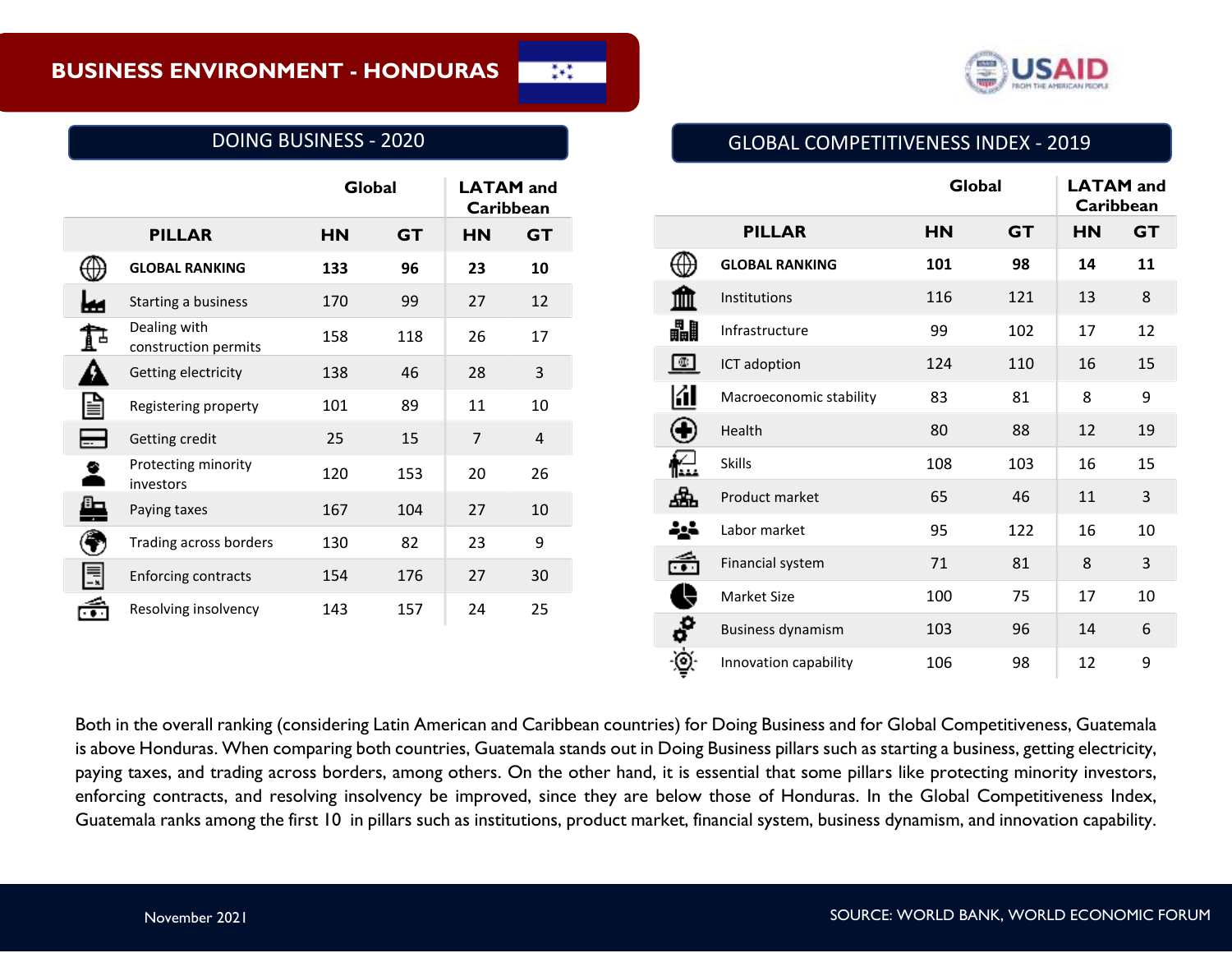# BUSINESS ENVIRONMENT - HONDURAS

## DOING BUSINESS - 2020

| PILLAR | Global HN | Global GT | LATAM and Caribbean HN | LATAM and Caribbean GT |
|---|---|---|---|---|
| **GLOBAL RANKING** | **133** | **96** | **23** | **10** |
| Starting a business | 170 | 99 | 27 | 12 |
| Dealing with construction permits | 158 | 118 | 26 | 17 |
| Getting electricity | 138 | 46 | 28 | 3 |
| Registering property | 101 | 89 | 11 | 10 |
| Getting credit | 25 | 15 | 7 | 4 |
| Protecting minority investors | 120 | 153 | 20 | 26 |
| Paying taxes | 167 | 104 | 27 | 10 |
| Trading across borders | 130 | 82 | 23 | 9 |
| Enforcing contracts | 154 | 176 | 27 | 30 |
| Resolving insolvency | 143 | 157 | 24 | 25 |

## GLOBAL COMPETITIVENESS INDEX - 2019

| PILLAR | Global HN | Global GT | LATAM and Caribbean HN | LATAM and Caribbean GT |
|---|---|---|---|---|
| **GLOBAL RANKING** | **101** | **98** | **14** | **11** |
| Institutions | 116 | 121 | 13 | 8 |
| Infrastructure | 99 | 102 | 17 | 12 |
| ICT adoption | 124 | 110 | 16 | 15 |
| Macroeconomic stability | 83 | 81 | 8 | 9 |
| Health | 80 | 88 | 12 | 19 |
| Skills | 108 | 103 | 16 | 15 |
| Product market | 65 | 46 | 11 | 3 |
| Labor market | 95 | 122 | 16 | 10 |
| Financial system | 71 | 81 | 8 | 3 |
| Market Size | 100 | 75 | 17 | 10 |
| Business dynamism | 103 | 96 | 14 | 6 |
| Innovation capability | 106 | 98 | 12 | 9 |

Both in the overall ranking (considering Latin American and Caribbean countries) for Doing Business and for Global Competitiveness, Guatemala is above Honduras. When comparing both countries, Guatemala stands out in Doing Business pillars such as starting a business, getting electricity, paying taxes, and trading across borders, among others. On the other hand, it is essential that some pillars like protecting minority investors, enforcing contracts, and resolving insolvency be improved, since they are below those of Honduras. In the Global Competitiveness Index, Guatemala ranks among the first 10 in pillars such as institutions, product market, financial system, business dynamism, and innovation capability.

November 2021

SOURCE: WORLD BANK, WORLD ECONOMIC FORUM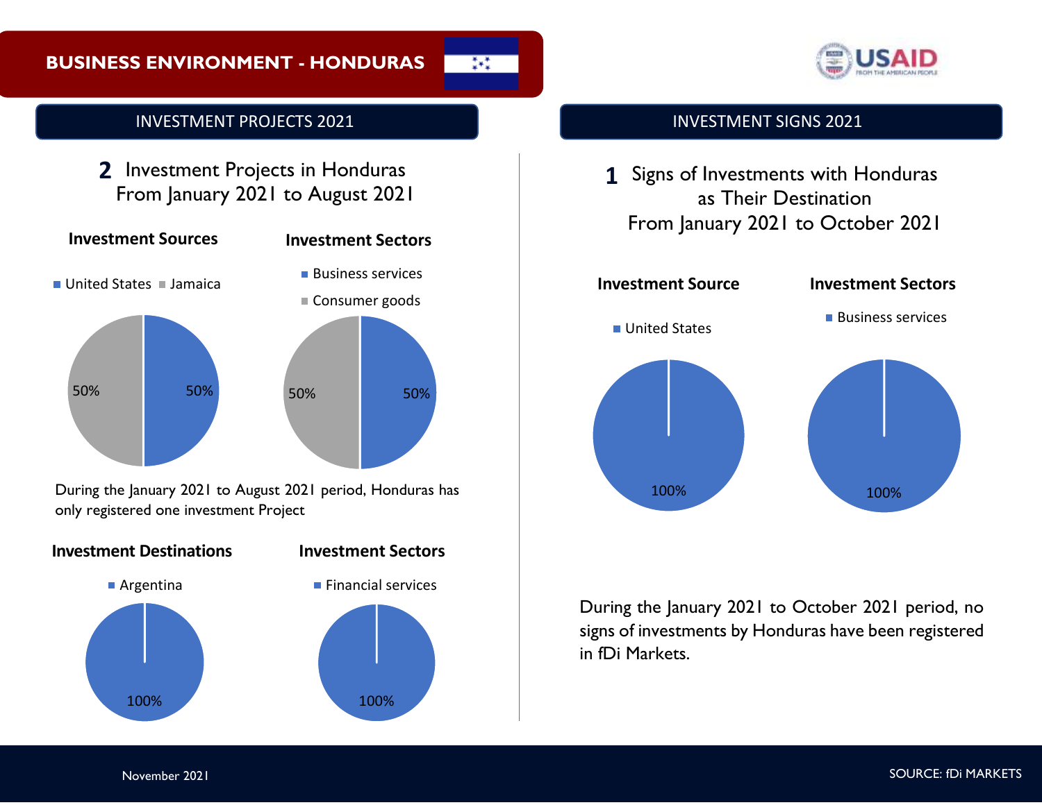# BUSINESS ENVIRONMENT - HONDURAS

## INVESTMENT PROJECTS 2021

**2** Investment Projects in Honduras
From January 2021 to August 2021

**Investment Sources**

| Source | Share |
| --- | --- |
| United States | 50% |
| Jamaica | 50% |

**Investment Sectors**

| Sector | Share |
| --- | --- |
| Business services | 50% |
| Consumer goods | 50% |

During the January 2021 to August 2021 period, Honduras has only registered one investment Project

**Investment Destinations**

| Destination | Share |
| --- | --- |
| Argentina | 100% |

**Investment Sectors**

| Sector | Share |
| --- | --- |
| Financial services | 100% |

## INVESTMENT SIGNS 2021

**1** Signs of Investments with Honduras as Their Destination
From January 2021 to October 2021

**Investment Source**

| Source | Share |
| --- | --- |
| United States | 100% |

**Investment Sectors**

| Sector | Share |
| --- | --- |
| Business services | 100% |

During the January 2021 to October 2021 period, no signs of investments by Honduras have been registered in fDi Markets.

November 2021

SOURCE: fDi MARKETS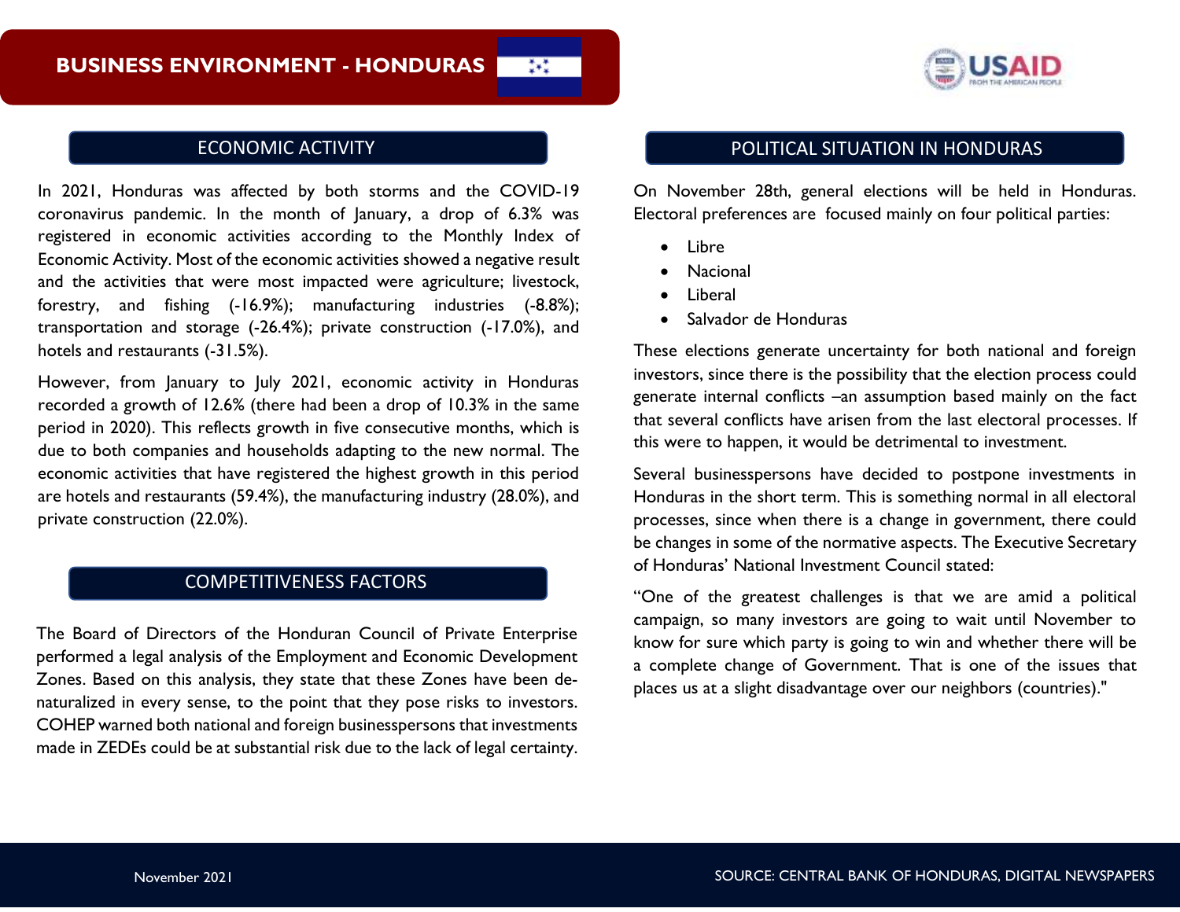# BUSINESS ENVIRONMENT - HONDURAS

## ECONOMIC ACTIVITY

In 2021, Honduras was affected by both storms and the COVID-19 coronavirus pandemic. In the month of January, a drop of 6.3% was registered in economic activities according to the Monthly Index of Economic Activity. Most of the economic activities showed a negative result and the activities that were most impacted were agriculture; livestock, forestry, and fishing (-16.9%); manufacturing industries (-8.8%); transportation and storage (-26.4%); private construction (-17.0%), and hotels and restaurants (-31.5%).

However, from January to July 2021, economic activity in Honduras recorded a growth of 12.6% (there had been a drop of 10.3% in the same period in 2020). This reflects growth in five consecutive months, which is due to both companies and households adapting to the new normal. The economic activities that have registered the highest growth in this period are hotels and restaurants (59.4%), the manufacturing industry (28.0%), and private construction (22.0%).

## COMPETITIVENESS FACTORS

The Board of Directors of the Honduran Council of Private Enterprise performed a legal analysis of the Employment and Economic Development Zones. Based on this analysis, they state that these Zones have been de-naturalized in every sense, to the point that they pose risks to investors. COHEP warned both national and foreign businesspersons that investments made in ZEDEs could be at substantial risk due to the lack of legal certainty.

## POLITICAL SITUATION IN HONDURAS

On November 28th, general elections will be held in Honduras. Electoral preferences are focused mainly on four political parties:

- Libre
- Nacional
- Liberal
- Salvador de Honduras

These elections generate uncertainty for both national and foreign investors, since there is the possibility that the election process could generate internal conflicts –an assumption based mainly on the fact that several conflicts have arisen from the last electoral processes. If this were to happen, it would be detrimental to investment.

Several businesspersons have decided to postpone investments in Honduras in the short term. This is something normal in all electoral processes, since when there is a change in government, there could be changes in some of the normative aspects. The Executive Secretary of Honduras' National Investment Council stated:

"One of the greatest challenges is that we are amid a political campaign, so many investors are going to wait until November to know for sure which party is going to win and whether there will be a complete change of Government. That is one of the issues that places us at a slight disadvantage over our neighbors (countries)."

November 2021

SOURCE: CENTRAL BANK OF HONDURAS, DIGITAL NEWSPAPERS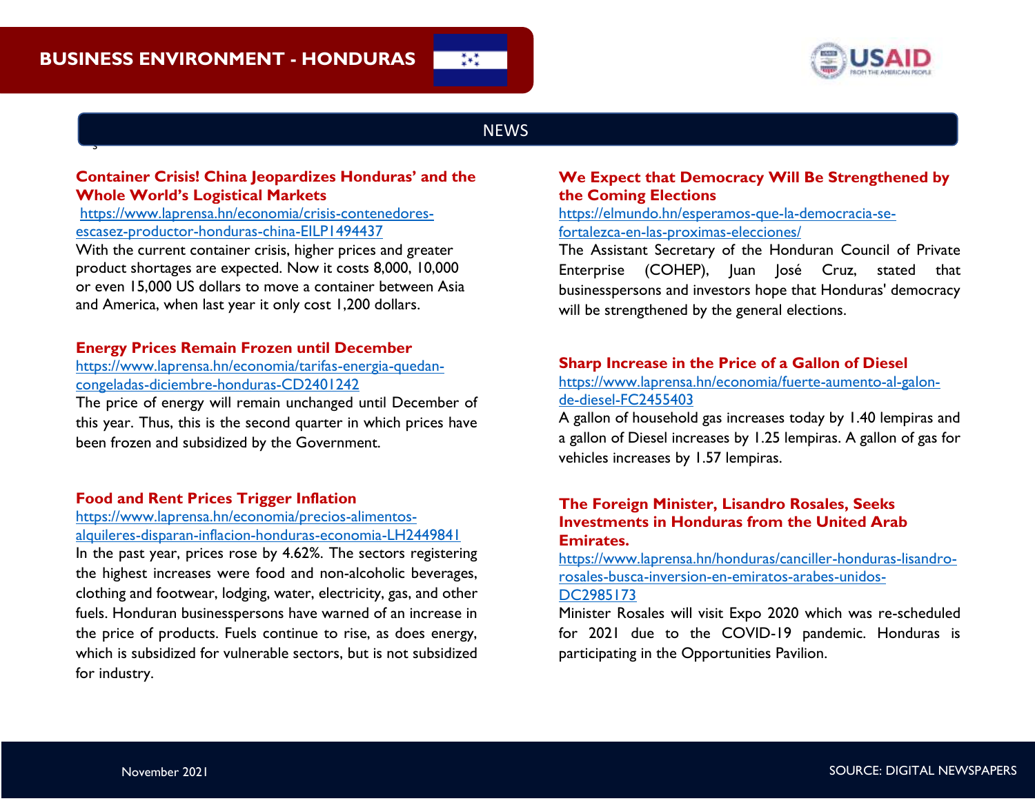# BUSINESS ENVIRONMENT - HONDURAS

## NEWS

### Container Crisis! China Jeopardizes Honduras' and the Whole World's Logistical Markets

https://www.laprensa.hn/economia/crisis-contenedores-escasez-productor-honduras-china-EILP1494437

With the current container crisis, higher prices and greater product shortages are expected. Now it costs 8,000, 10,000 or even 15,000 US dollars to move a container between Asia and America, when last year it only cost 1,200 dollars.

### Energy Prices Remain Frozen until December

https://www.laprensa.hn/economia/tarifas-energia-quedan-congeladas-diciembre-honduras-CD2401242

The price of energy will remain unchanged until December of this year. Thus, this is the second quarter in which prices have been frozen and subsidized by the Government.

### Food and Rent Prices Trigger Inflation

https://www.laprensa.hn/economia/precios-alimentos-alquileres-disparan-inflacion-honduras-economia-LH2449841

In the past year, prices rose by 4.62%. The sectors registering the highest increases were food and non-alcoholic beverages, clothing and footwear, lodging, water, electricity, gas, and other fuels. Honduran businesspersons have warned of an increase in the price of products. Fuels continue to rise, as does energy, which is subsidized for vulnerable sectors, but is not subsidized for industry.

### We Expect that Democracy Will Be Strengthened by the Coming Elections

https://elmundo.hn/esperamos-que-la-democracia-se-fortalezca-en-las-proximas-elecciones/

The Assistant Secretary of the Honduran Council of Private Enterprise (COHEP), Juan José Cruz, stated that businesspersons and investors hope that Honduras' democracy will be strengthened by the general elections.

### Sharp Increase in the Price of a Gallon of Diesel

https://www.laprensa.hn/economia/fuerte-aumento-al-galon-de-diesel-FC2455403

A gallon of household gas increases today by 1.40 lempiras and a gallon of Diesel increases by 1.25 lempiras. A gallon of gas for vehicles increases by 1.57 lempiras.

### The Foreign Minister, Lisandro Rosales, Seeks Investments in Honduras from the United Arab Emirates.

https://www.laprensa.hn/honduras/canciller-honduras-lisandro-rosales-busca-inversion-en-emiratos-arabes-unidos-DC2985173

Minister Rosales will visit Expo 2020 which was re-scheduled for 2021 due to the COVID-19 pandemic. Honduras is participating in the Opportunities Pavilion.

November 2021

SOURCE: DIGITAL NEWSPAPERS